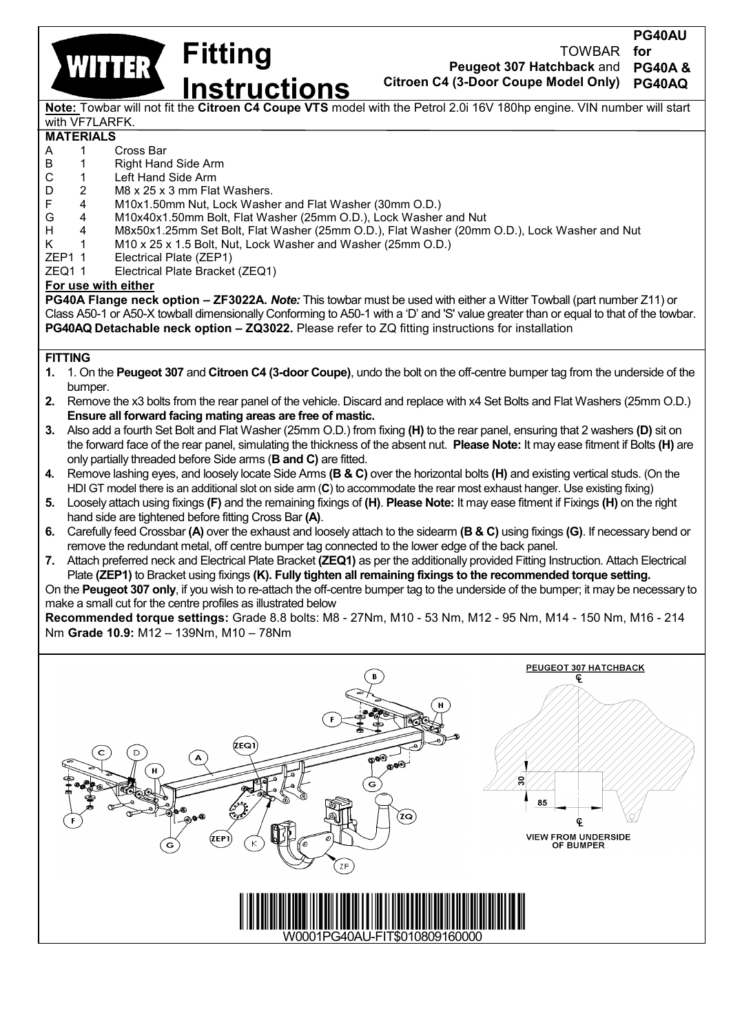# WITTER Fitting Instructions

TOWBAR for **Peugeot 307 Hatchback** and **Citroen C4 (3-Door Coupe Model Only)**

**PG40AU for PG40A & PG40AQ**

**Note:** Towbar will not fit the **Citroen C4 Coupe VTS** model with the Petrol 2.0i 16V 180hp engine. VIN number will start with VF7LARFK.

## MATERIALS

| | | |
|---|---|---|
| A | 1 | Cross Bar |
| B | 1 | Right Hand Side Arm |
| C | 1 | Left Hand Side Arm |
| D | 2 | M8 x 25 x 3 mm Flat Washers. |
| F | 4 | M10x1.50mm Nut, Lock Washer and Flat Washer (30mm O.D.) |
| G | 4 | M10x40x1.50mm Bolt, Flat Washer (25mm O.D.), Lock Washer and Nut |
| H | 4 | M8x50x1.25mm Set Bolt, Flat Washer (25mm O.D.), Flat Washer (20mm O.D.), Lock Washer and Nut |
| K | 1 | M10 x 25 x 1.5 Bolt, Nut, Lock Washer and Washer (25mm O.D.) |
| ZEP1 | 1 | Electrical Plate (ZEP1) |
| ZEQ1 | 1 | Electrical Plate Bracket (ZEQ1) |

**For use with either**

**PG40A Flange neck option – ZF3022A.** ***Note:*** This towbar must be used with either a Witter Towball (part number Z11) or Class A50-1 or A50-X towball dimensionally Conforming to A50-1 with a 'D' and 'S' value greater than or equal to that of the towbar.

**PG40AQ Detachable neck option – ZQ3022.** Please refer to ZQ fitting instructions for installation

## FITTING

1. 1. On the **Peugeot 307** and **Citroen C4 (3-door Coupe)**, undo the bolt on the off-centre bumper tag from the underside of the bumper.
2. Remove the x3 bolts from the rear panel of the vehicle. Discard and replace with x4 Set Bolts and Flat Washers (25mm O.D.) **Ensure all forward facing mating areas are free of mastic.**
3. Also add a fourth Set Bolt and Flat Washer (25mm O.D.) from fixing **(H)** to the rear panel, ensuring that 2 washers **(D)** sit on the forward face of the rear panel, simulating the thickness of the absent nut. **Please Note:** It may ease fitment if Bolts **(H)** are only partially threaded before Side arms (**B and C)** are fitted.
4. Remove lashing eyes, and loosely locate Side Arms **(B & C)** over the horizontal bolts **(H)** and existing vertical studs. (On the HDI GT model there is an additional slot on side arm (**C**) to accommodate the rear most exhaust hanger. Use existing fixing)
5. Loosely attach using fixings **(F)** and the remaining fixings of **(H)**. **Please Note:** It may ease fitment if Fixings **(H)** on the right hand side are tightened before fitting Cross Bar **(A)**.
6. Carefully feed Crossbar **(A)** over the exhaust and loosely attach to the sidearm **(B & C)** using fixings **(G)**. If necessary bend or remove the redundant metal, off centre bumper tag connected to the lower edge of the back panel.
7. Attach preferred neck and Electrical Plate Bracket **(ZEQ1)** as per the additionally provided Fitting Instruction. Attach Electrical Plate **(ZEP1)** to Bracket using fixings **(K). Fully tighten all remaining fixings to the recommended torque setting.**

On the **Peugeot 307 only**, if you wish to re-attach the off-centre bumper tag to the underside of the bumper; it may be necessary to make a small cut for the centre profiles as illustrated below

**Recommended torque settings:** Grade 8.8 bolts: M8 - 27Nm, M10 - 53 Nm, M12 - 95 Nm, M14 - 150 Nm, M16 - 214 Nm **Grade 10.9:** M12 – 139Nm, M10 – 78Nm

PEUGEOT 307 HATCHBACK

VIEW FROM UNDERSIDE OF BUMPER

W0001PG40AU-FIT$010809160000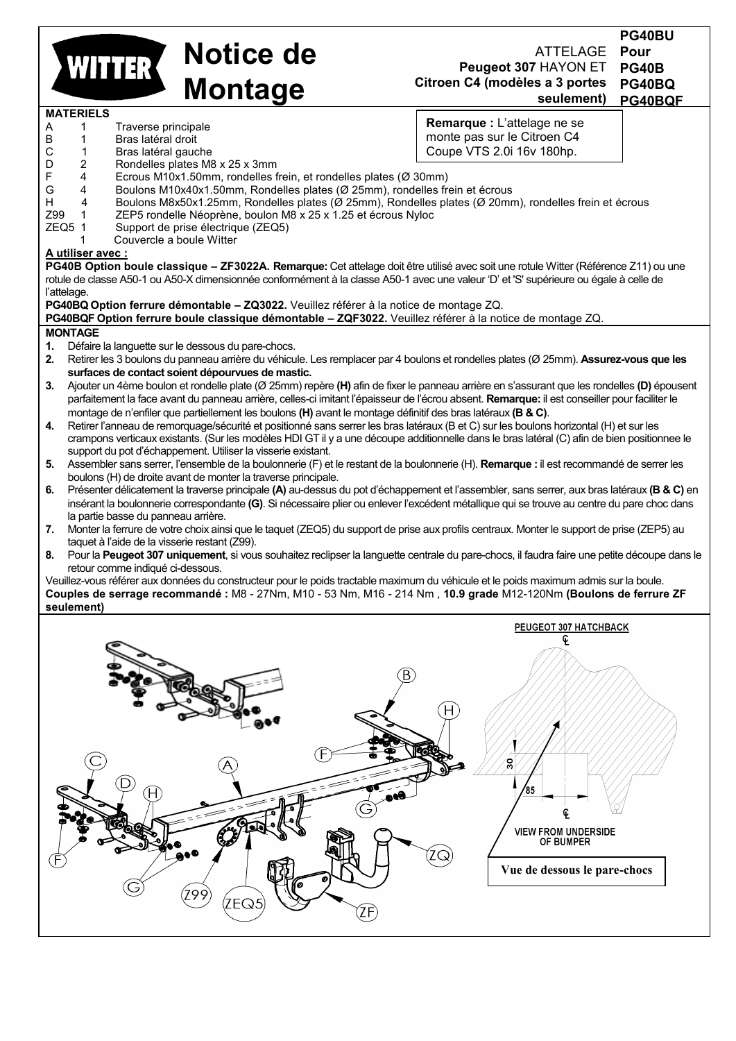# WITTER Notice de Montage

ATTELAGE **Peugeot 307** HAYON ET **Citroen C4 (modèles a 3 portes seulement)**

**PG40BU Pour PG40B PG40BQ PG40BQF**

**Remarque :** L'attelage ne se monte pas sur le Citroen C4 Coupe VTS 2.0i 16v 180hp.

**MATERIELS**

| | | |
|---|---|---|
| A | 1 | Traverse principale |
| B | 1 | Bras latéral droit |
| C | 1 | Bras latéral gauche |
| D | 2 | Rondelles plates M8 x 25 x 3mm |
| F | 4 | Ecrous M10x1.50mm, rondelles frein, et rondelles plates (Ø 30mm) |
| G | 4 | Boulons M10x40x1.50mm, Rondelles plates (Ø 25mm), rondelles frein et écrous |
| H | 4 | Boulons M8x50x1.25mm, Rondelles plates (Ø 25mm), Rondelles plates (Ø 20mm), rondelles frein et écrous |
| Z99 | 1 | ZEP5 rondelle Néoprène, boulon M8 x 25 x 1.25 et écrous Nyloc |
| ZEQ5 | 1 | Support de prise électrique (ZEQ5) |
| | 1 | Couvercle a boule Witter |

**A utiliser avec :**

**PG40B Option boule classique – ZF3022A. Remarque:** Cet attelage doit être utilisé avec soit une rotule Witter (Référence Z11) ou une rotule de classe A50-1 ou A50-X dimensionnée conformément à la classe A50-1 avec une valeur 'D' et 'S' supérieure ou égale à celle de l'attelage.

**PG40BQ Option ferrure démontable – ZQ3022.** Veuillez référer à la notice de montage ZQ.

**PG40BQF Option ferrure boule classique démontable – ZQF3022.** Veuillez référer à la notice de montage ZQ.

**MONTAGE**

1. Défaire la languette sur le dessous du pare-chocs.
2. Retirer les 3 boulons du panneau arrière du véhicule. Les remplacer par 4 boulons et rondelles plates (Ø 25mm). **Assurez-vous que les surfaces de contact soient dépourvues de mastic.**
3. Ajouter un 4ème boulon et rondelle plate (Ø 25mm) repère **(H)** afin de fixer le panneau arrière en s'assurant que les rondelles **(D)** épousent parfaitement la face avant du panneau arrière, celles-ci imitant l'épaisseur de l'écrou absent. **Remarque:** il est conseiller pour faciliter le montage de n'enfiler que partiellement les boulons **(H)** avant le montage définitif des bras latéraux **(B & C)**.
4. Retirer l'anneau de remorquage/sécurité et positionné sans serrer les bras latéraux (B et C) sur les boulons horizontal (H) et sur les crampons verticaux existants. (Sur les modèles HDI GT il y a une découpe additionnelle dans le bras latéral (C) afin de bien positionnee le support du pot d'échappement. Utiliser la visserie existant.
5. Assembler sans serrer, l'ensemble de la boulonnerie (F) et le restant de la boulonnerie (H). **Remarque :** il est recommandé de serrer les boulons (H) de droite avant de monter la traverse principale.
6. Présenter délicatement la traverse principale **(A)** au-dessus du pot d'échappement et l'assembler, sans serrer, aux bras latéraux **(B & C)** en insérant la boulonnerie correspondante **(G)**. Si nécessaire plier ou enlever l'excédent métallique qui se trouve au centre du pare choc dans la partie basse du panneau arrière.
7. Monter la ferrure de votre choix ainsi que le taquet (ZEQ5) du support de prise aux profils centraux. Monter le support de prise (ZEP5) au taquet à l'aide de la visserie restant (Z99).
8. Pour la **Peugeot 307 uniquement**, si vous souhaitez reclipser la languette centrale du pare-chocs, il faudra faire une petite découpe dans le retour comme indiqué ci-dessous.

Veuillez-vous référer aux données du constructeur pour le poids tractable maximum du véhicule et le poids maximum admis sur la boule.

**Couples de serrage recommandé :** M8 - 27Nm, M10 - 53 Nm, M16 - 214 Nm , **10.9 grade** M12-120Nm **(Boulons de ferrure ZF seulement)**

B
H
F
C
A
D
H
G
F
G
Z99
ZEQ5
ZQ
ZF

PEUGEOT 307 HATCHBACK
30
85
VIEW FROM UNDERSIDE OF BUMPER
Vue de dessous le pare-chocs